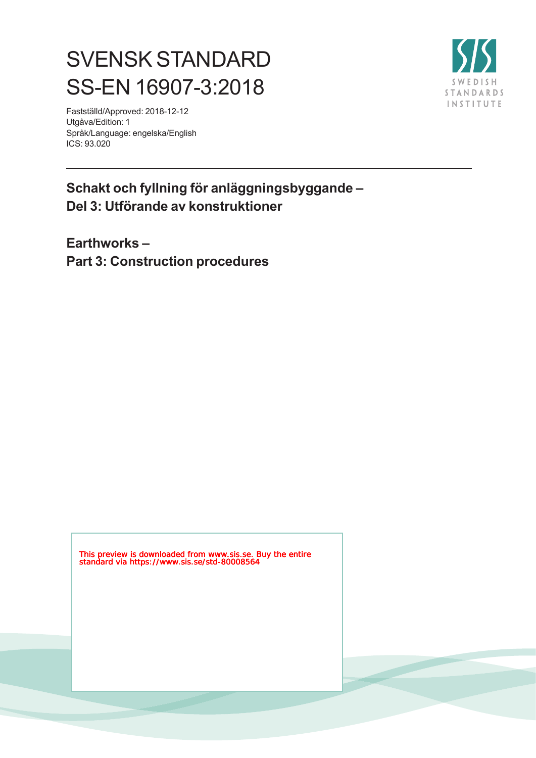# SVENSK STANDARD
# SS-EN 16907-3:2018

Fastställd/Approved: 2018-12-12
Utgåva/Edition: 1
Språk/Language: engelska/English
ICS: 93.020

## Schakt och fyllning för anläggningsbyggande – Del 3: Utförande av konstruktioner

## Earthworks – Part 3: Construction procedures

This preview is downloaded from www.sis.se. Buy the entire standard via https://www.sis.se/std-80008564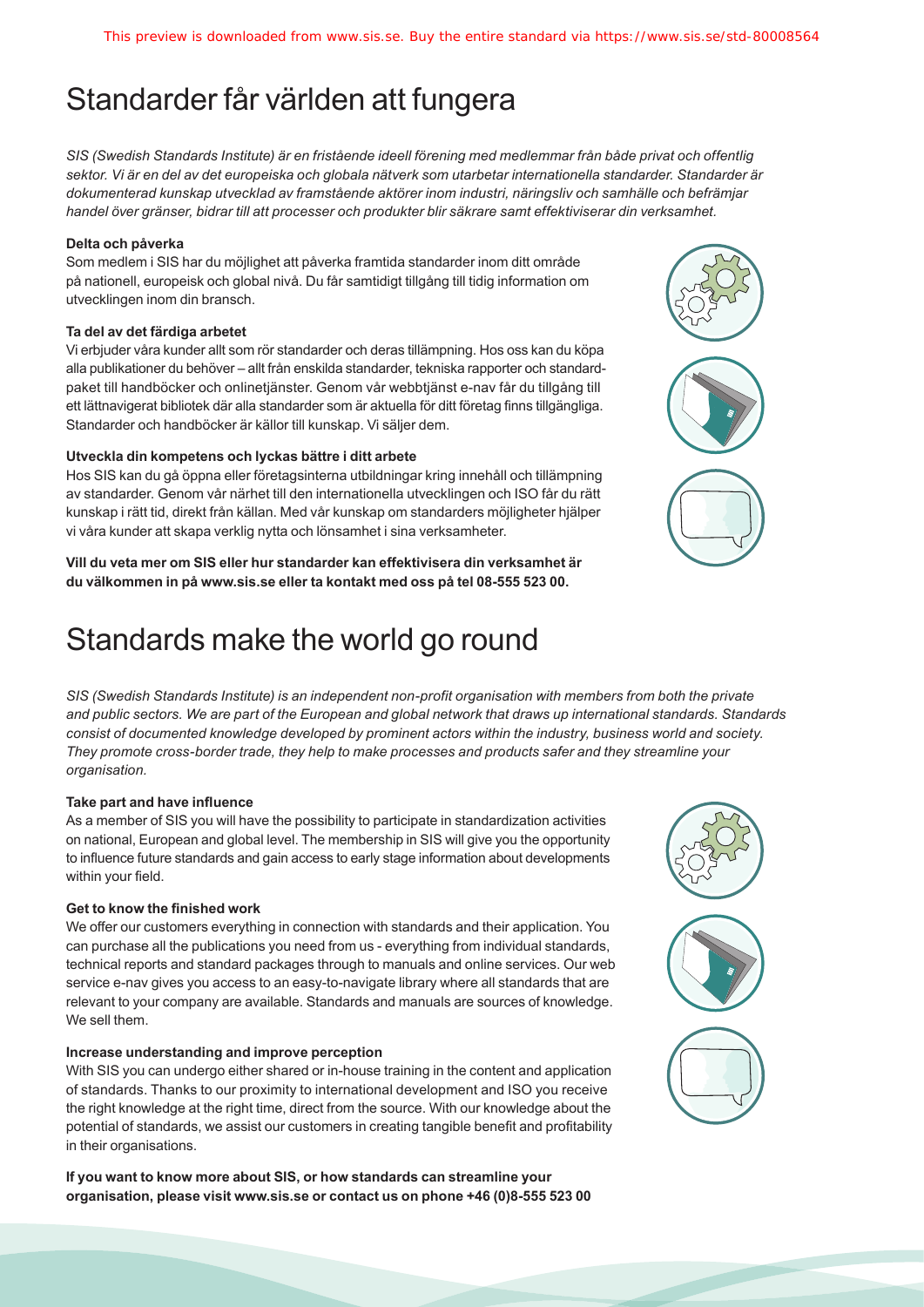# Standarder får världen att fungera

*SIS (Swedish Standards Institute) är en fristående ideell förening med medlemmar från både privat och offentlig sektor. Vi är en del av det europeiska och globala nätverk som utarbetar internationella standarder. Standarder är dokumenterad kunskap utvecklad av framstående aktörer inom industri, näringsliv och samhälle och befrämjar handel över gränser, bidrar till att processer och produkter blir säkrare samt effektiviserar din verksamhet.*

**Delta och påverka**

Som medlem i SIS har du möjlighet att påverka framtida standarder inom ditt område på nationell, europeisk och global nivå. Du får samtidigt tillgång till tidig information om utvecklingen inom din bransch.

**Ta del av det färdiga arbetet**

Vi erbjuder våra kunder allt som rör standarder och deras tillämpning. Hos oss kan du köpa alla publikationer du behöver – allt från enskilda standarder, tekniska rapporter och standardpaket till handböcker och onlinetjänster. Genom vår webbtjänst e-nav får du tillgång till ett lättnavigerat bibliotek där alla standarder som är aktuella för ditt företag finns tillgängliga. Standarder och handböcker är källor till kunskap. Vi säljer dem.

**Utveckla din kompetens och lyckas bättre i ditt arbete**

Hos SIS kan du gå öppna eller företagsinterna utbildningar kring innehåll och tillämpning av standarder. Genom vår närhet till den internationella utvecklingen och ISO får du rätt kunskap i rätt tid, direkt från källan. Med vår kunskap om standarders möjligheter hjälper vi våra kunder att skapa verklig nytta och lönsamhet i sina verksamheter.

**Vill du veta mer om SIS eller hur standarder kan effektivisera din verksamhet är du välkommen in på www.sis.se eller ta kontakt med oss på tel 08-555 523 00.**

# Standards make the world go round

*SIS (Swedish Standards Institute) is an independent non-profit organisation with members from both the private and public sectors. We are part of the European and global network that draws up international standards. Standards consist of documented knowledge developed by prominent actors within the industry, business world and society. They promote cross-border trade, they help to make processes and products safer and they streamline your organisation.*

**Take part and have influence**

As a member of SIS you will have the possibility to participate in standardization activities on national, European and global level. The membership in SIS will give you the opportunity to influence future standards and gain access to early stage information about developments within your field.

**Get to know the finished work**

We offer our customers everything in connection with standards and their application. You can purchase all the publications you need from us - everything from individual standards, technical reports and standard packages through to manuals and online services. Our web service e-nav gives you access to an easy-to-navigate library where all standards that are relevant to your company are available. Standards and manuals are sources of knowledge. We sell them.

**Increase understanding and improve perception**

With SIS you can undergo either shared or in-house training in the content and application of standards. Thanks to our proximity to international development and ISO you receive the right knowledge at the right time, direct from the source. With our knowledge about the potential of standards, we assist our customers in creating tangible benefit and profitability in their organisations.

**If you want to know more about SIS, or how standards can streamline your organisation, please visit www.sis.se or contact us on phone +46 (0)8-555 523 00**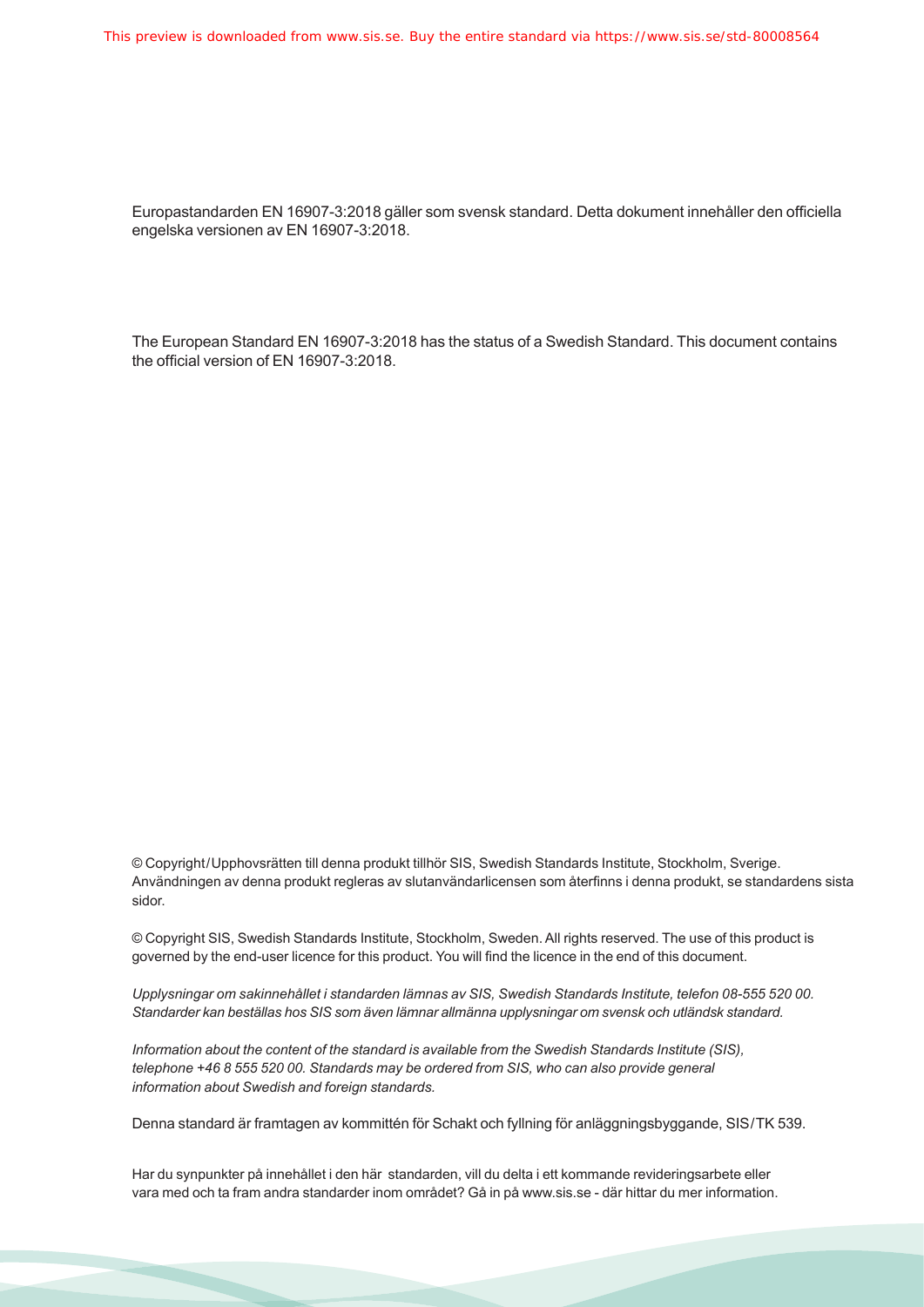Europastandarden EN 16907-3:2018 gäller som svensk standard. Detta dokument innehåller den officiella engelska versionen av EN 16907-3:2018.

The European Standard EN 16907-3:2018 has the status of a Swedish Standard. This document contains the official version of EN 16907-3:2018.

© Copyright/Upphovsrätten till denna produkt tillhör SIS, Swedish Standards Institute, Stockholm, Sverige. Användningen av denna produkt regleras av slutanvändarlicensen som återfinns i denna produkt, se standardens sista sidor.

© Copyright SIS, Swedish Standards Institute, Stockholm, Sweden. All rights reserved. The use of this product is governed by the end-user licence for this product. You will find the licence in the end of this document.

*Upplysningar om sakinnehållet i standarden lämnas av SIS, Swedish Standards Institute, telefon 08-555 520 00. Standarder kan beställas hos SIS som även lämnar allmänna upplysningar om svensk och utländsk standard.*

*Information about the content of the standard is available from the Swedish Standards Institute (SIS), telephone +46 8 555 520 00. Standards may be ordered from SIS, who can also provide general information about Swedish and foreign standards.*

Denna standard är framtagen av kommittén för Schakt och fyllning för anläggningsbyggande, SIS/TK 539.

Har du synpunkter på innehållet i den här standarden, vill du delta i ett kommande revideringsarbete eller vara med och ta fram andra standarder inom området? Gå in på www.sis.se - där hittar du mer information.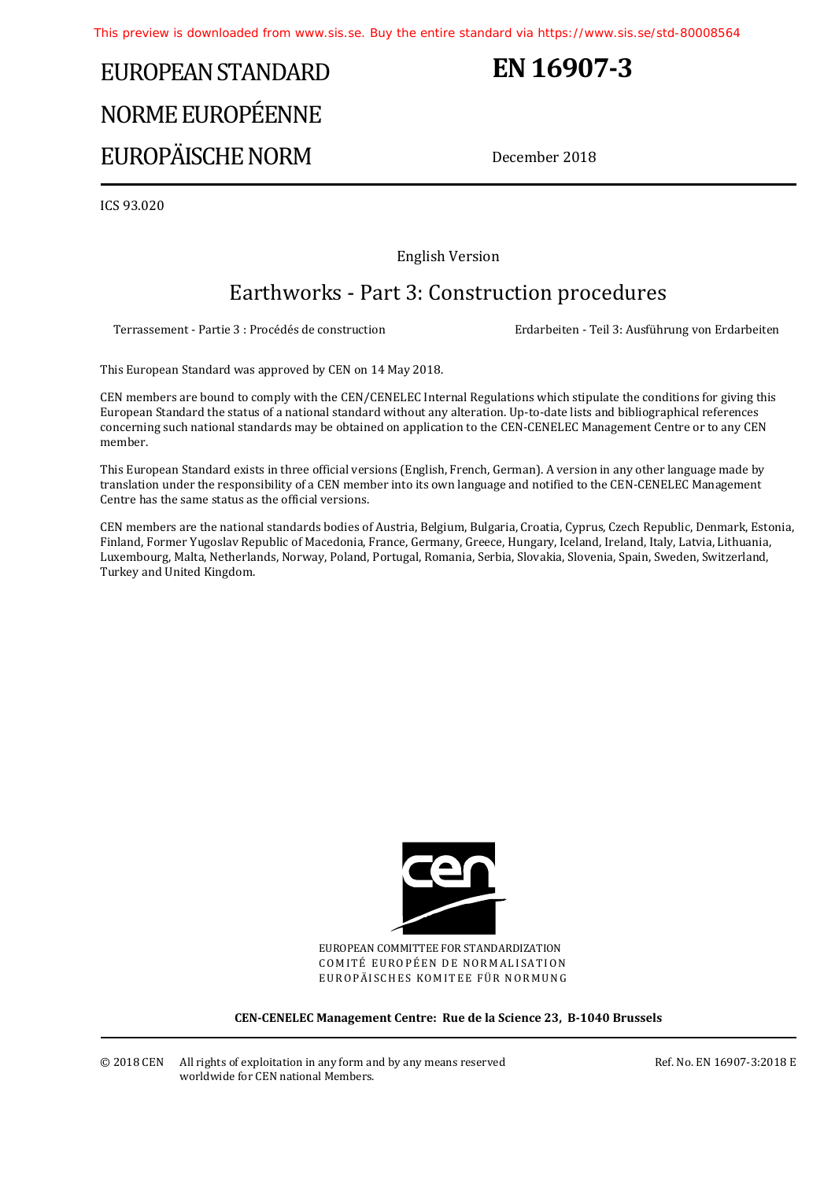# EUROPEAN STANDARD
# NORME EUROPÉENNE
# EUROPÄISCHE NORM

# EN 16907-3

December 2018

ICS 93.020

English Version

## Earthworks - Part 3: Construction procedures

Terrassement - Partie 3 : Procédés de construction

Erdarbeiten - Teil 3: Ausführung von Erdarbeiten

This European Standard was approved by CEN on 14 May 2018.

CEN members are bound to comply with the CEN/CENELEC Internal Regulations which stipulate the conditions for giving this European Standard the status of a national standard without any alteration. Up-to-date lists and bibliographical references concerning such national standards may be obtained on application to the CEN-CENELEC Management Centre or to any CEN member.

This European Standard exists in three official versions (English, French, German). A version in any other language made by translation under the responsibility of a CEN member into its own language and notified to the CEN-CENELEC Management Centre has the same status as the official versions.

CEN members are the national standards bodies of Austria, Belgium, Bulgaria, Croatia, Cyprus, Czech Republic, Denmark, Estonia, Finland, Former Yugoslav Republic of Macedonia, France, Germany, Greece, Hungary, Iceland, Ireland, Italy, Latvia, Lithuania, Luxembourg, Malta, Netherlands, Norway, Poland, Portugal, Romania, Serbia, Slovakia, Slovenia, Spain, Sweden, Switzerland, Turkey and United Kingdom.

EUROPEAN COMMITTEE FOR STANDARDIZATION
COMITÉ EUROPÉEN DE NORMALISATION
EUROPÄISCHES KOMITEE FÜR NORMUNG

**CEN-CENELEC Management Centre: Rue de la Science 23, B-1040 Brussels**

© 2018 CEN All rights of exploitation in any form and by any means reserved worldwide for CEN national Members.

Ref. No. EN 16907-3:2018 E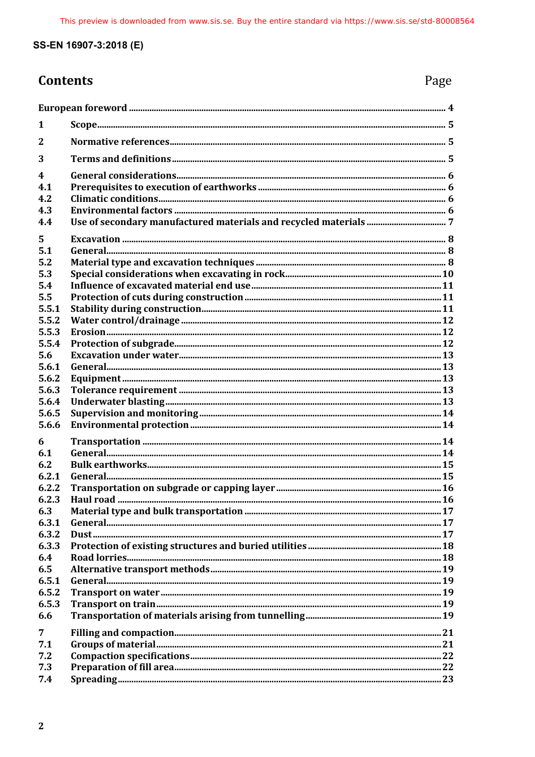## Contents

| | | Page |
|---|---|---|
| European foreword | | 4 |
| 1 | Scope | 5 |
| 2 | Normative references | 5 |
| 3 | Terms and definitions | 5 |
| 4 | General considerations | 6 |
| 4.1 | Prerequisites to execution of earthworks | 6 |
| 4.2 | Climatic conditions | 6 |
| 4.3 | Environmental factors | 6 |
| 4.4 | Use of secondary manufactured materials and recycled materials | 7 |
| 5 | Excavation | 8 |
| 5.1 | General | 8 |
| 5.2 | Material type and excavation techniques | 8 |
| 5.3 | Special considerations when excavating in rock | 10 |
| 5.4 | Influence of excavated material end use | 11 |
| 5.5 | Protection of cuts during construction | 11 |
| 5.5.1 | Stability during construction | 11 |
| 5.5.2 | Water control/drainage | 12 |
| 5.5.3 | Erosion | 12 |
| 5.5.4 | Protection of subgrade | 12 |
| 5.6 | Excavation under water | 13 |
| 5.6.1 | General | 13 |
| 5.6.2 | Equipment | 13 |
| 5.6.3 | Tolerance requirement | 13 |
| 5.6.4 | Underwater blasting | 13 |
| 5.6.5 | Supervision and monitoring | 14 |
| 5.6.6 | Environmental protection | 14 |
| 6 | Transportation | 14 |
| 6.1 | General | 14 |
| 6.2 | Bulk earthworks | 15 |
| 6.2.1 | General | 15 |
| 6.2.2 | Transportation on subgrade or capping layer | 16 |
| 6.2.3 | Haul road | 16 |
| 6.3 | Material type and bulk transportation | 17 |
| 6.3.1 | General | 17 |
| 6.3.2 | Dust | 17 |
| 6.3.3 | Protection of existing structures and buried utilities | 18 |
| 6.4 | Road lorries | 18 |
| 6.5 | Alternative transport methods | 19 |
| 6.5.1 | General | 19 |
| 6.5.2 | Transport on water | 19 |
| 6.5.3 | Transport on train | 19 |
| 6.6 | Transportation of materials arising from tunnelling | 19 |
| 7 | Filling and compaction | 21 |
| 7.1 | Groups of material | 21 |
| 7.2 | Compaction specifications | 22 |
| 7.3 | Preparation of fill area | 22 |
| 7.4 | Spreading | 23 |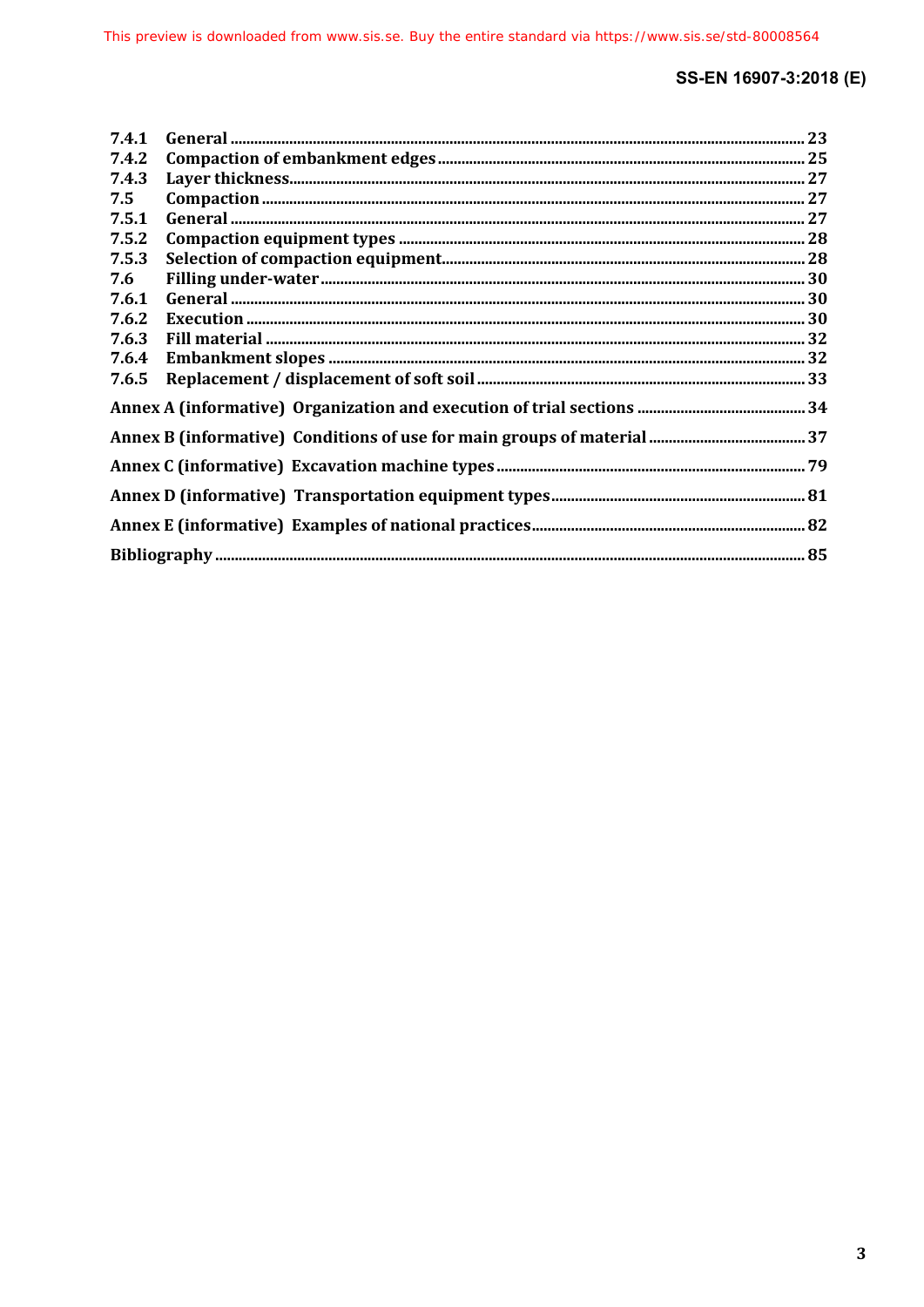| | | |
|---|---|---|
| 7.4.1 | General | 23 |
| 7.4.2 | Compaction of embankment edges | 25 |
| 7.4.3 | Layer thickness | 27 |
| 7.5 | Compaction | 27 |
| 7.5.1 | General | 27 |
| 7.5.2 | Compaction equipment types | 28 |
| 7.5.3 | Selection of compaction equipment | 28 |
| 7.6 | Filling under-water | 30 |
| 7.6.1 | General | 30 |
| 7.6.2 | Execution | 30 |
| 7.6.3 | Fill material | 32 |
| 7.6.4 | Embankment slopes | 32 |
| 7.6.5 | Replacement / displacement of soft soil | 33 |

**Annex A (informative) Organization and execution of trial sections** ... 34

**Annex B (informative) Conditions of use for main groups of material** ... 37

**Annex C (informative) Excavation machine types** ... 79

**Annex D (informative) Transportation equipment types** ... 81

**Annex E (informative) Examples of national practices** ... 82

**Bibliography** ... 85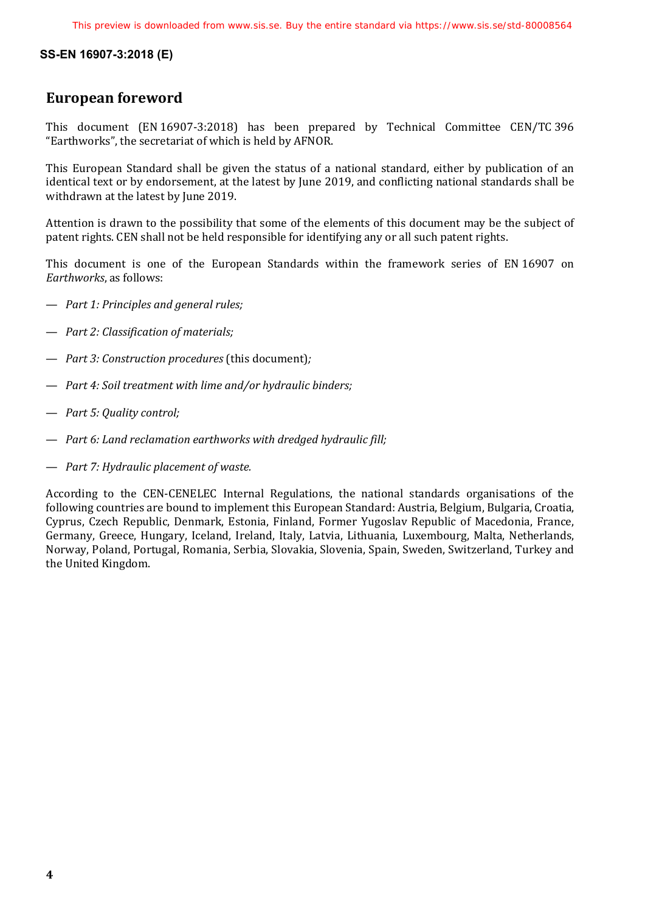## European foreword

This document (EN 16907-3:2018) has been prepared by Technical Committee CEN/TC 396 "Earthworks", the secretariat of which is held by AFNOR.

This European Standard shall be given the status of a national standard, either by publication of an identical text or by endorsement, at the latest by June 2019, and conflicting national standards shall be withdrawn at the latest by June 2019.

Attention is drawn to the possibility that some of the elements of this document may be the subject of patent rights. CEN shall not be held responsible for identifying any or all such patent rights.

This document is one of the European Standards within the framework series of EN 16907 on *Earthworks*, as follows:

— *Part 1: Principles and general rules;*

— *Part 2: Classification of materials;*

— *Part 3: Construction procedures* (this document)*;*

— *Part 4: Soil treatment with lime and/or hydraulic binders;*

— *Part 5: Quality control;*

— *Part 6: Land reclamation earthworks with dredged hydraulic fill;*

— *Part 7: Hydraulic placement of waste.*

According to the CEN-CENELEC Internal Regulations, the national standards organisations of the following countries are bound to implement this European Standard: Austria, Belgium, Bulgaria, Croatia, Cyprus, Czech Republic, Denmark, Estonia, Finland, Former Yugoslav Republic of Macedonia, France, Germany, Greece, Hungary, Iceland, Ireland, Italy, Latvia, Lithuania, Luxembourg, Malta, Netherlands, Norway, Poland, Portugal, Romania, Serbia, Slovakia, Slovenia, Spain, Sweden, Switzerland, Turkey and the United Kingdom.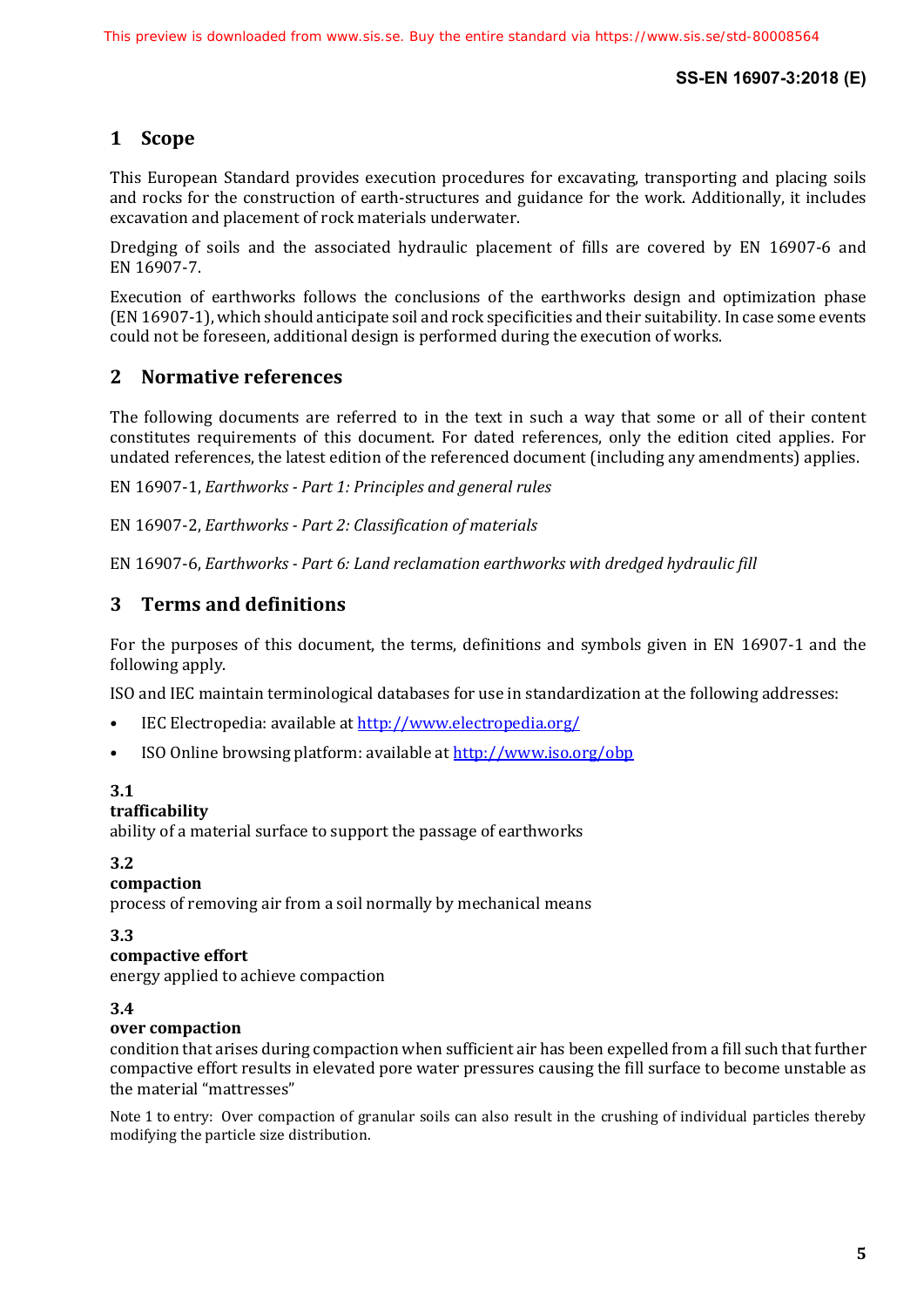# 1 Scope

This European Standard provides execution procedures for excavating, transporting and placing soils and rocks for the construction of earth-structures and guidance for the work. Additionally, it includes excavation and placement of rock materials underwater.

Dredging of soils and the associated hydraulic placement of fills are covered by EN 16907-6 and EN 16907-7.

Execution of earthworks follows the conclusions of the earthworks design and optimization phase (EN 16907-1), which should anticipate soil and rock specificities and their suitability. In case some events could not be foreseen, additional design is performed during the execution of works.

# 2 Normative references

The following documents are referred to in the text in such a way that some or all of their content constitutes requirements of this document. For dated references, only the edition cited applies. For undated references, the latest edition of the referenced document (including any amendments) applies.

EN 16907-1, *Earthworks - Part 1: Principles and general rules*

EN 16907-2, *Earthworks - Part 2: Classification of materials*

EN 16907-6, *Earthworks - Part 6: Land reclamation earthworks with dredged hydraulic fill*

# 3 Terms and definitions

For the purposes of this document, the terms, definitions and symbols given in EN 16907-1 and the following apply.

ISO and IEC maintain terminological databases for use in standardization at the following addresses:

- IEC Electropedia: available at http://www.electropedia.org/
- ISO Online browsing platform: available at http://www.iso.org/obp

**3.1**
**trafficability**
ability of a material surface to support the passage of earthworks

**3.2**
**compaction**
process of removing air from a soil normally by mechanical means

**3.3**
**compactive effort**
energy applied to achieve compaction

**3.4**
**over compaction**
condition that arises during compaction when sufficient air has been expelled from a fill such that further compactive effort results in elevated pore water pressures causing the fill surface to become unstable as the material "mattresses"

Note 1 to entry: Over compaction of granular soils can also result in the crushing of individual particles thereby modifying the particle size distribution.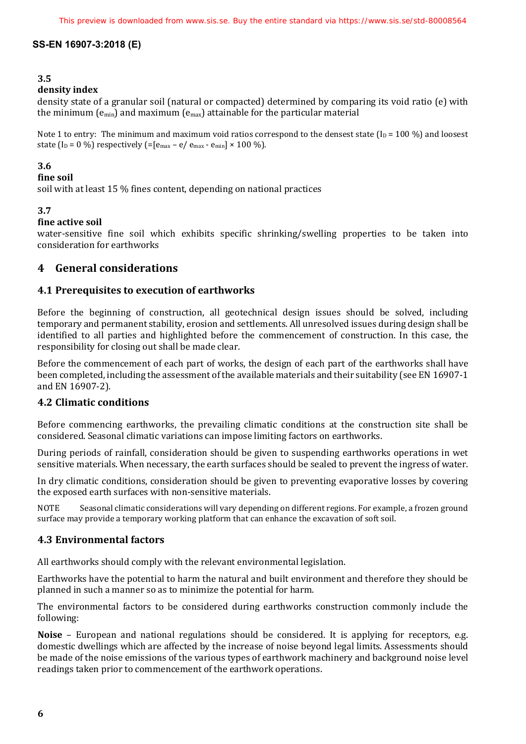### 3.5

**density index**

density state of a granular soil (natural or compacted) determined by comparing its void ratio (e) with the minimum ($e_{min}$) and maximum ($e_{max}$) attainable for the particular material

Note 1 to entry: The minimum and maximum void ratios correspond to the densest state ($I_D$ = 100 %) and loosest state ($I_D$ = 0 %) respectively (=[$e_{max}$ – e/ $e_{max}$ - $e_{min}$] × 100 %).

### 3.6

**fine soil**

soil with at least 15 % fines content, depending on national practices

### 3.7

**fine active soil**

water-sensitive fine soil which exhibits specific shrinking/swelling properties to be taken into consideration for earthworks

## 4 General considerations

### 4.1 Prerequisites to execution of earthworks

Before the beginning of construction, all geotechnical design issues should be solved, including temporary and permanent stability, erosion and settlements. All unresolved issues during design shall be identified to all parties and highlighted before the commencement of construction. In this case, the responsibility for closing out shall be made clear.

Before the commencement of each part of works, the design of each part of the earthworks shall have been completed, including the assessment of the available materials and their suitability (see EN 16907-1 and EN 16907-2).

### 4.2 Climatic conditions

Before commencing earthworks, the prevailing climatic conditions at the construction site shall be considered. Seasonal climatic variations can impose limiting factors on earthworks.

During periods of rainfall, consideration should be given to suspending earthworks operations in wet sensitive materials. When necessary, the earth surfaces should be sealed to prevent the ingress of water.

In dry climatic conditions, consideration should be given to preventing evaporative losses by covering the exposed earth surfaces with non-sensitive materials.

NOTE Seasonal climatic considerations will vary depending on different regions. For example, a frozen ground surface may provide a temporary working platform that can enhance the excavation of soft soil.

### 4.3 Environmental factors

All earthworks should comply with the relevant environmental legislation.

Earthworks have the potential to harm the natural and built environment and therefore they should be planned in such a manner so as to minimize the potential for harm.

The environmental factors to be considered during earthworks construction commonly include the following:

**Noise** – European and national regulations should be considered. It is applying for receptors, e.g. domestic dwellings which are affected by the increase of noise beyond legal limits. Assessments should be made of the noise emissions of the various types of earthwork machinery and background noise level readings taken prior to commencement of the earthwork operations.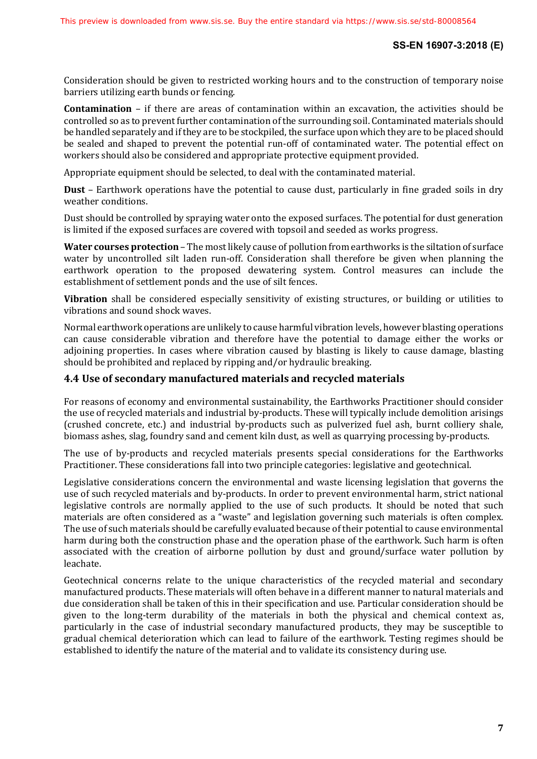Consideration should be given to restricted working hours and to the construction of temporary noise barriers utilizing earth bunds or fencing.

**Contamination** – if there are areas of contamination within an excavation, the activities should be controlled so as to prevent further contamination of the surrounding soil. Contaminated materials should be handled separately and if they are to be stockpiled, the surface upon which they are to be placed should be sealed and shaped to prevent the potential run-off of contaminated water. The potential effect on workers should also be considered and appropriate protective equipment provided.

Appropriate equipment should be selected, to deal with the contaminated material.

**Dust** – Earthwork operations have the potential to cause dust, particularly in fine graded soils in dry weather conditions.

Dust should be controlled by spraying water onto the exposed surfaces. The potential for dust generation is limited if the exposed surfaces are covered with topsoil and seeded as works progress.

**Water courses protection** – The most likely cause of pollution from earthworks is the siltation of surface water by uncontrolled silt laden run-off. Consideration shall therefore be given when planning the earthwork operation to the proposed dewatering system. Control measures can include the establishment of settlement ponds and the use of silt fences.

**Vibration** shall be considered especially sensitivity of existing structures, or building or utilities to vibrations and sound shock waves.

Normal earthwork operations are unlikely to cause harmful vibration levels, however blasting operations can cause considerable vibration and therefore have the potential to damage either the works or adjoining properties. In cases where vibration caused by blasting is likely to cause damage, blasting should be prohibited and replaced by ripping and/or hydraulic breaking.

### 4.4 Use of secondary manufactured materials and recycled materials

For reasons of economy and environmental sustainability, the Earthworks Practitioner should consider the use of recycled materials and industrial by-products. These will typically include demolition arisings (crushed concrete, etc.) and industrial by-products such as pulverized fuel ash, burnt colliery shale, biomass ashes, slag, foundry sand and cement kiln dust, as well as quarrying processing by-products.

The use of by-products and recycled materials presents special considerations for the Earthworks Practitioner. These considerations fall into two principle categories: legislative and geotechnical.

Legislative considerations concern the environmental and waste licensing legislation that governs the use of such recycled materials and by-products. In order to prevent environmental harm, strict national legislative controls are normally applied to the use of such products. It should be noted that such materials are often considered as a "waste" and legislation governing such materials is often complex. The use of such materials should be carefully evaluated because of their potential to cause environmental harm during both the construction phase and the operation phase of the earthwork. Such harm is often associated with the creation of airborne pollution by dust and ground/surface water pollution by leachate.

Geotechnical concerns relate to the unique characteristics of the recycled material and secondary manufactured products. These materials will often behave in a different manner to natural materials and due consideration shall be taken of this in their specification and use. Particular consideration should be given to the long-term durability of the materials in both the physical and chemical context as, particularly in the case of industrial secondary manufactured products, they may be susceptible to gradual chemical deterioration which can lead to failure of the earthwork. Testing regimes should be established to identify the nature of the material and to validate its consistency during use.